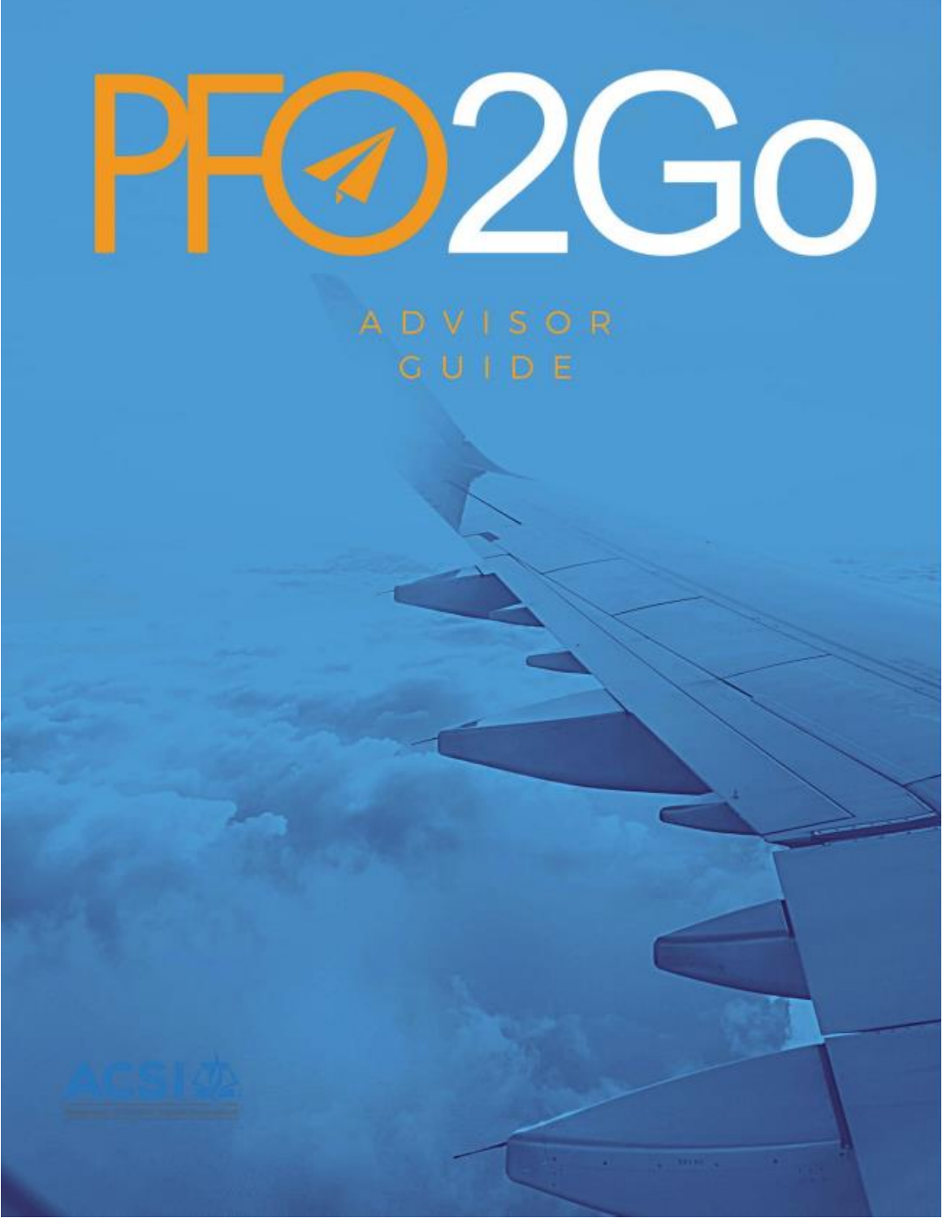# PFO2Go

## ADVISOR GUIDE

ACSI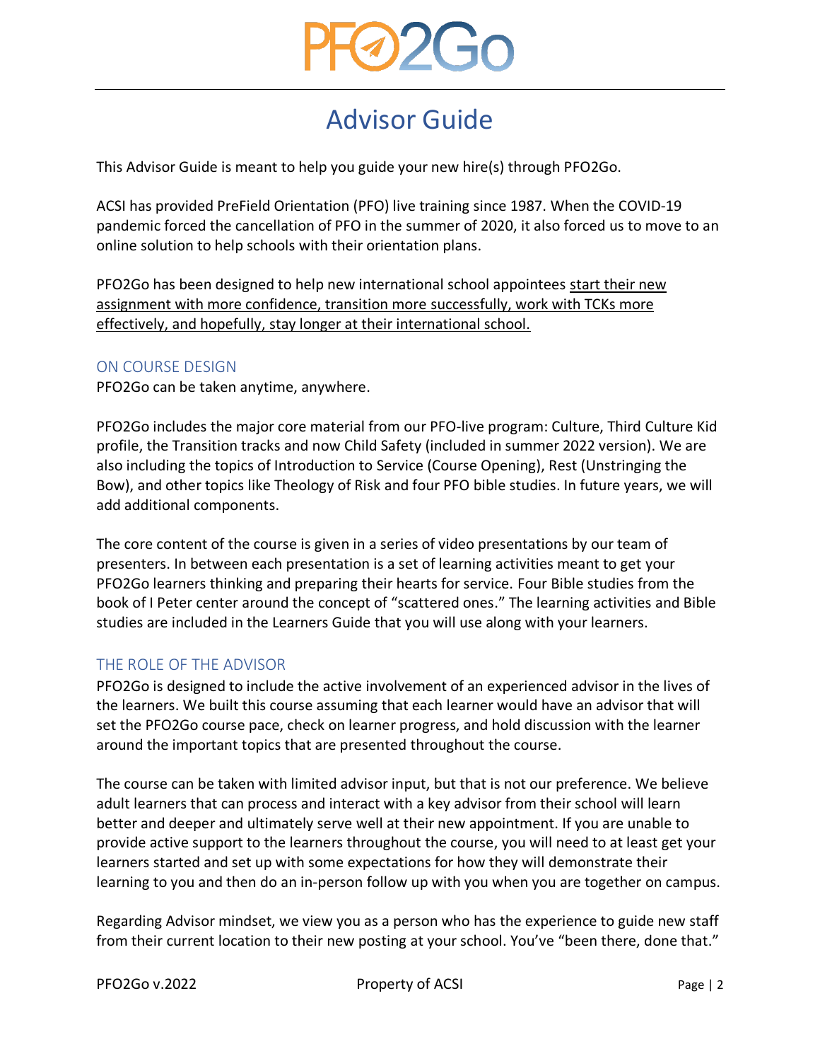# Advisor Guide

This Advisor Guide is meant to help you guide your new hire(s) through PFO2Go.

ACSI has provided PreField Orientation (PFO) live training since 1987. When the COVID-19 pandemic forced the cancellation of PFO in the summer of 2020, it also forced us to move to an online solution to help schools with their orientation plans.

PFO2Go has been designed to help new international school appointees <u>start their new assignment with more confidence, transition more successfully, work with TCKs more effectively, and hopefully, stay longer at their international school.</u>

## ON COURSE DESIGN

PFO2Go can be taken anytime, anywhere.

PFO2Go includes the major core material from our PFO-live program: Culture, Third Culture Kid profile, the Transition tracks and now Child Safety (included in summer 2022 version). We are also including the topics of Introduction to Service (Course Opening), Rest (Unstringing the Bow), and other topics like Theology of Risk and four PFO bible studies. In future years, we will add additional components.

The core content of the course is given in a series of video presentations by our team of presenters. In between each presentation is a set of learning activities meant to get your PFO2Go learners thinking and preparing their hearts for service. Four Bible studies from the book of I Peter center around the concept of "scattered ones." The learning activities and Bible studies are included in the Learners Guide that you will use along with your learners.

## THE ROLE OF THE ADVISOR

PFO2Go is designed to include the active involvement of an experienced advisor in the lives of the learners. We built this course assuming that each learner would have an advisor that will set the PFO2Go course pace, check on learner progress, and hold discussion with the learner around the important topics that are presented throughout the course.

The course can be taken with limited advisor input, but that is not our preference. We believe adult learners that can process and interact with a key advisor from their school will learn better and deeper and ultimately serve well at their new appointment. If you are unable to provide active support to the learners throughout the course, you will need to at least get your learners started and set up with some expectations for how they will demonstrate their learning to you and then do an in-person follow up with you when you are together on campus.

Regarding Advisor mindset, we view you as a person who has the experience to guide new staff from their current location to their new posting at your school. You've "been there, done that."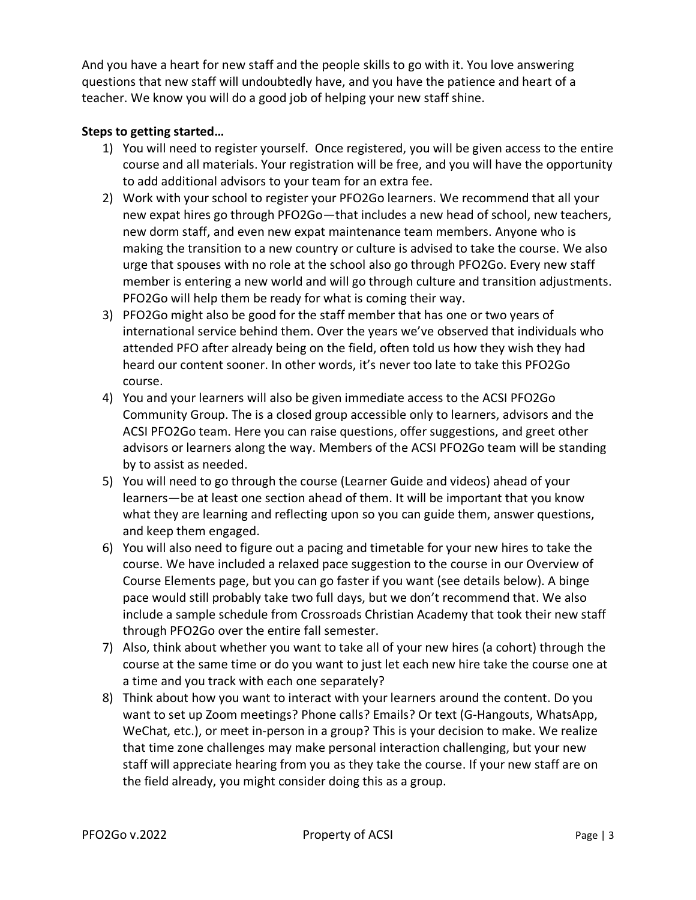And you have a heart for new staff and the people skills to go with it. You love answering questions that new staff will undoubtedly have, and you have the patience and heart of a teacher. We know you will do a good job of helping your new staff shine.

**Steps to getting started…**

1) You will need to register yourself. Once registered, you will be given access to the entire course and all materials. Your registration will be free, and you will have the opportunity to add additional advisors to your team for an extra fee.
2) Work with your school to register your PFO2Go learners. We recommend that all your new expat hires go through PFO2Go—that includes a new head of school, new teachers, new dorm staff, and even new expat maintenance team members. Anyone who is making the transition to a new country or culture is advised to take the course. We also urge that spouses with no role at the school also go through PFO2Go. Every new staff member is entering a new world and will go through culture and transition adjustments. PFO2Go will help them be ready for what is coming their way.
3) PFO2Go might also be good for the staff member that has one or two years of international service behind them. Over the years we've observed that individuals who attended PFO after already being on the field, often told us how they wish they had heard our content sooner. In other words, it's never too late to take this PFO2Go course.
4) You and your learners will also be given immediate access to the ACSI PFO2Go Community Group. The is a closed group accessible only to learners, advisors and the ACSI PFO2Go team. Here you can raise questions, offer suggestions, and greet other advisors or learners along the way. Members of the ACSI PFO2Go team will be standing by to assist as needed.
5) You will need to go through the course (Learner Guide and videos) ahead of your learners—be at least one section ahead of them. It will be important that you know what they are learning and reflecting upon so you can guide them, answer questions, and keep them engaged.
6) You will also need to figure out a pacing and timetable for your new hires to take the course. We have included a relaxed pace suggestion to the course in our Overview of Course Elements page, but you can go faster if you want (see details below). A binge pace would still probably take two full days, but we don't recommend that. We also include a sample schedule from Crossroads Christian Academy that took their new staff through PFO2Go over the entire fall semester.
7) Also, think about whether you want to take all of your new hires (a cohort) through the course at the same time or do you want to just let each new hire take the course one at a time and you track with each one separately?
8) Think about how you want to interact with your learners around the content. Do you want to set up Zoom meetings? Phone calls? Emails? Or text (G-Hangouts, WhatsApp, WeChat, etc.), or meet in-person in a group? This is your decision to make. We realize that time zone challenges may make personal interaction challenging, but your new staff will appreciate hearing from you as they take the course. If your new staff are on the field already, you might consider doing this as a group.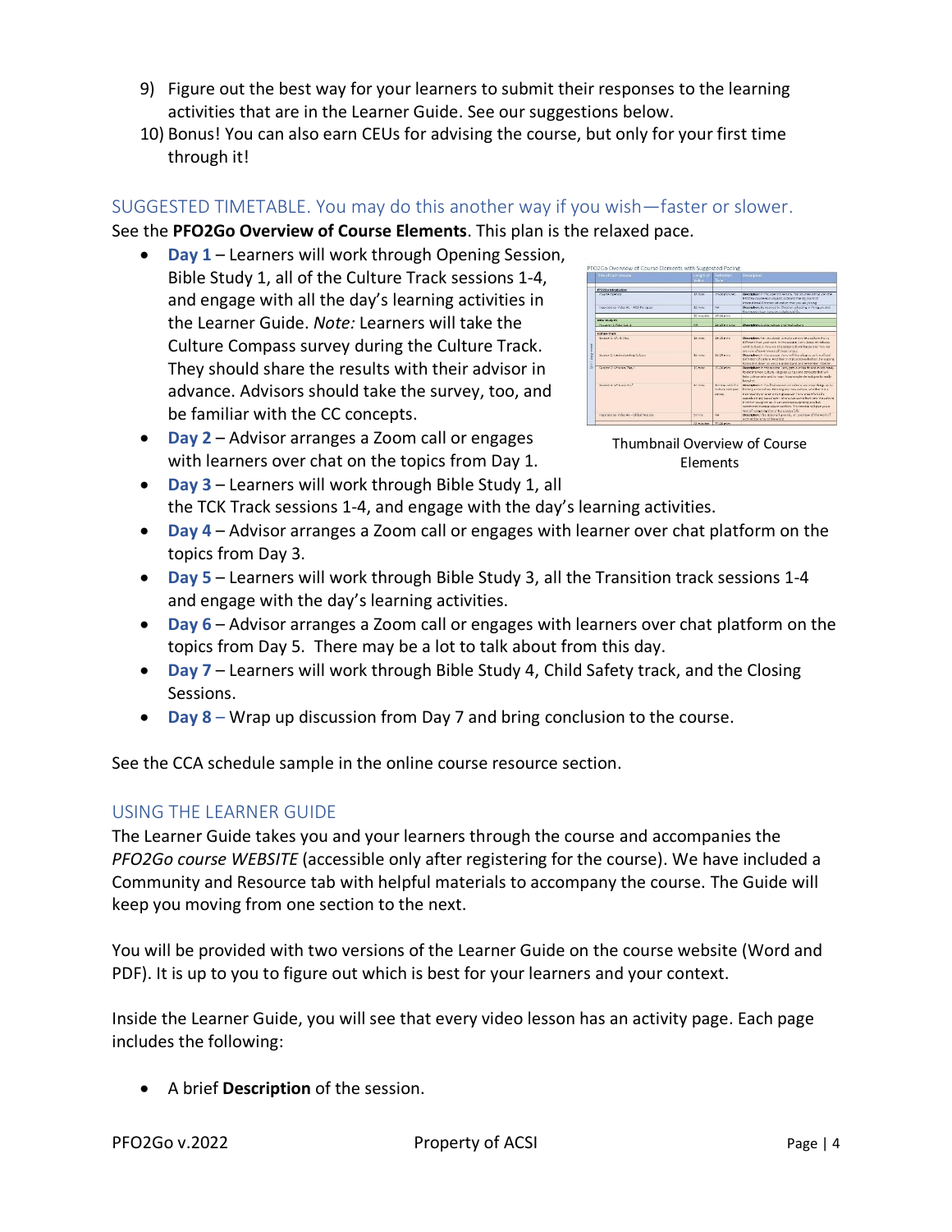9) Figure out the best way for your learners to submit their responses to the learning activities that are in the Learner Guide. See our suggestions below.
10) Bonus! You can also earn CEUs for advising the course, but only for your first time through it!

## SUGGESTED TIMETABLE. You may do this another way if you wish—faster or slower.

See the **PFO2Go Overview of Course Elements**. This plan is the relaxed pace.

- **Day 1** – Learners will work through Opening Session, Bible Study 1, all of the Culture Track sessions 1-4, and engage with all the day's learning activities in the Learner Guide. *Note:* Learners will take the Culture Compass survey during the Culture Track. They should share the results with their advisor in advance. Advisors should take the survey, too, and be familiar with the CC concepts.
- **Day 2** – Advisor arranges a Zoom call or engages with learners over chat on the topics from Day 1.
- **Day 3** – Learners will work through Bible Study 1, all the TCK Track sessions 1-4, and engage with the day's learning activities.
- **Day 4** – Advisor arranges a Zoom call or engages with learner over chat platform on the topics from Day 3.
- **Day 5** – Learners will work through Bible Study 3, all the Transition track sessions 1-4 and engage with the day's learning activities.
- **Day 6** – Advisor arranges a Zoom call or engages with learners over chat platform on the topics from Day 5. There may be a lot to talk about from this day.
- **Day 7** – Learners will work through Bible Study 4, Child Safety track, and the Closing Sessions.
- **Day 8** – Wrap up discussion from Day 7 and bring conclusion to the course.

Thumbnail Overview of Course Elements

See the CCA schedule sample in the online course resource section.

## USING THE LEARNER GUIDE

The Learner Guide takes you and your learners through the course and accompanies the *PFO2Go course WEBSITE* (accessible only after registering for the course). We have included a Community and Resource tab with helpful materials to accompany the course. The Guide will keep you moving from one section to the next.

You will be provided with two versions of the Learner Guide on the course website (Word and PDF). It is up to you to figure out which is best for your learners and your context.

Inside the Learner Guide, you will see that every video lesson has an activity page. Each page includes the following:

- A brief **Description** of the session.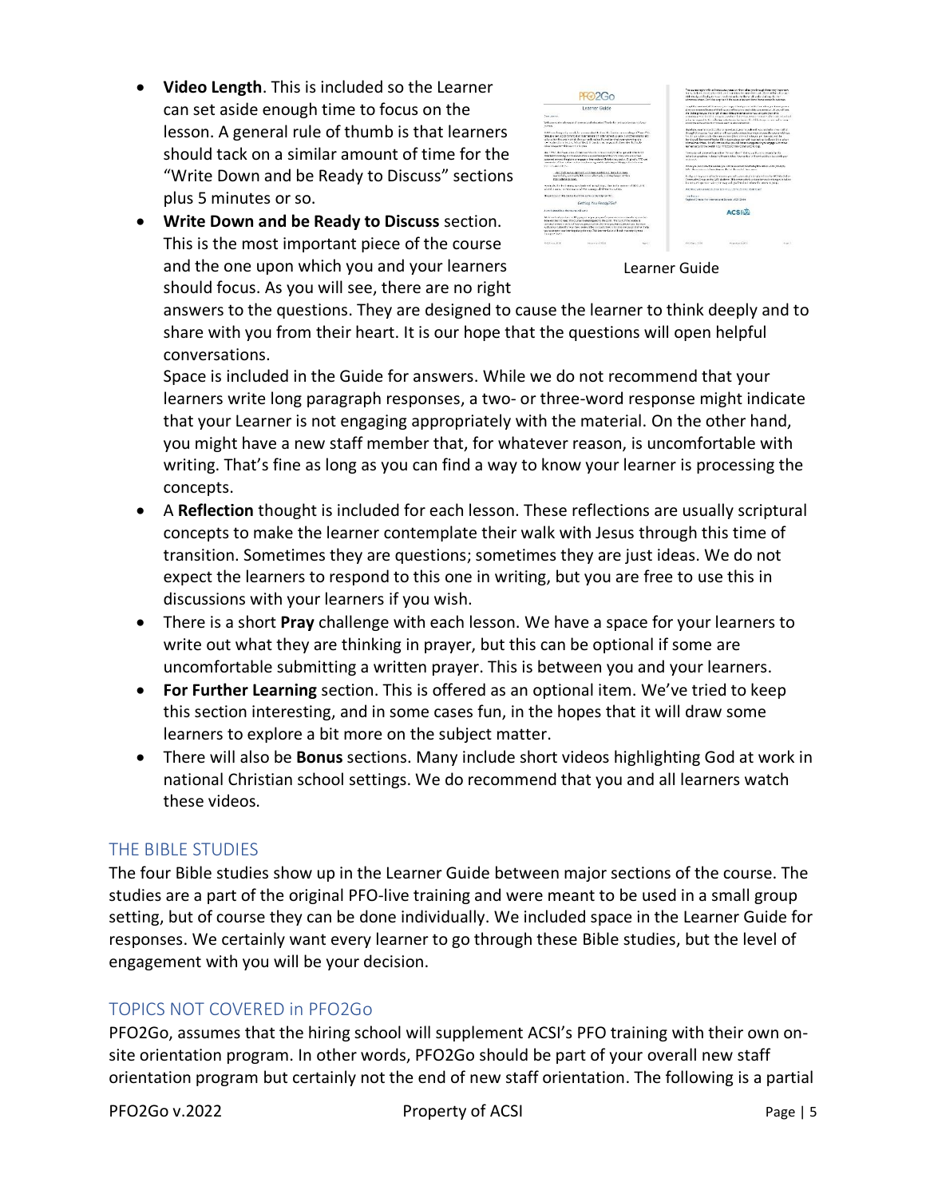- **Video Length**. This is included so the Learner can set aside enough time to focus on the lesson. A general rule of thumb is that learners should tack on a similar amount of time for the "Write Down and be Ready to Discuss" sections plus 5 minutes or so.
- **Write Down and be Ready to Discuss** section. This is the most important piece of the course and the one upon which you and your learners should focus. As you will see, there are no right answers to the questions. They are designed to cause the learner to think deeply and to share with you from their heart. It is our hope that the questions will open helpful conversations.
  Space is included in the Guide for answers. While we do not recommend that your learners write long paragraph responses, a two- or three-word response might indicate that your Learner is not engaging appropriately with the material. On the other hand, you might have a new staff member that, for whatever reason, is uncomfortable with writing. That's fine as long as you can find a way to know your learner is processing the concepts.

Learner Guide

- A **Reflection** thought is included for each lesson. These reflections are usually scriptural concepts to make the learner contemplate their walk with Jesus through this time of transition. Sometimes they are questions; sometimes they are just ideas. We do not expect the learners to respond to this one in writing, but you are free to use this in discussions with your learners if you wish.
- There is a short **Pray** challenge with each lesson. We have a space for your learners to write out what they are thinking in prayer, but this can be optional if some are uncomfortable submitting a written prayer. This is between you and your learners.
- **For Further Learning** section. This is offered as an optional item. We've tried to keep this section interesting, and in some cases fun, in the hopes that it will draw some learners to explore a bit more on the subject matter.
- There will also be **Bonus** sections. Many include short videos highlighting God at work in national Christian school settings. We do recommend that you and all learners watch these videos.

## THE BIBLE STUDIES

The four Bible studies show up in the Learner Guide between major sections of the course. The studies are a part of the original PFO-live training and were meant to be used in a small group setting, but of course they can be done individually. We included space in the Learner Guide for responses. We certainly want every learner to go through these Bible studies, but the level of engagement with you will be your decision.

## TOPICS NOT COVERED in PFO2Go

PFO2Go, assumes that the hiring school will supplement ACSI's PFO training with their own on-site orientation program. In other words, PFO2Go should be part of your overall new staff orientation program but certainly not the end of new staff orientation. The following is a partial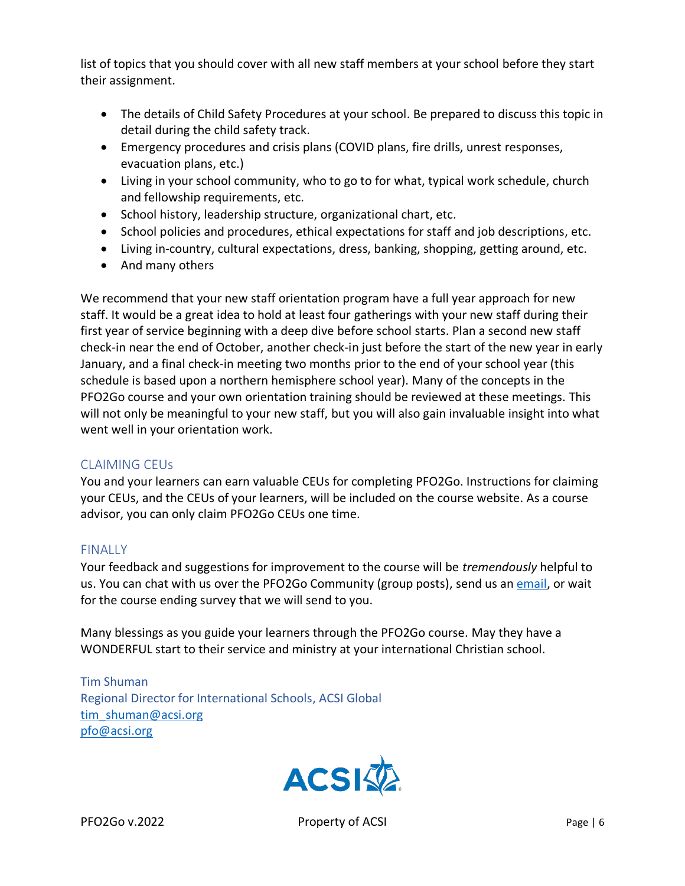list of topics that you should cover with all new staff members at your school before they start their assignment.

- The details of Child Safety Procedures at your school. Be prepared to discuss this topic in detail during the child safety track.
- Emergency procedures and crisis plans (COVID plans, fire drills, unrest responses, evacuation plans, etc.)
- Living in your school community, who to go to for what, typical work schedule, church and fellowship requirements, etc.
- School history, leadership structure, organizational chart, etc.
- School policies and procedures, ethical expectations for staff and job descriptions, etc.
- Living in-country, cultural expectations, dress, banking, shopping, getting around, etc.
- And many others

We recommend that your new staff orientation program have a full year approach for new staff. It would be a great idea to hold at least four gatherings with your new staff during their first year of service beginning with a deep dive before school starts. Plan a second new staff check-in near the end of October, another check-in just before the start of the new year in early January, and a final check-in meeting two months prior to the end of your school year (this schedule is based upon a northern hemisphere school year). Many of the concepts in the PFO2Go course and your own orientation training should be reviewed at these meetings. This will not only be meaningful to your new staff, but you will also gain invaluable insight into what went well in your orientation work.

## CLAIMING CEUs

You and your learners can earn valuable CEUs for completing PFO2Go. Instructions for claiming your CEUs, and the CEUs of your learners, will be included on the course website. As a course advisor, you can only claim PFO2Go CEUs one time.

## FINALLY

Your feedback and suggestions for improvement to the course will be *tremendously* helpful to us. You can chat with us over the PFO2Go Community (group posts), send us an email, or wait for the course ending survey that we will send to you.

Many blessings as you guide your learners through the PFO2Go course. May they have a WONDERFUL start to their service and ministry at your international Christian school.

Tim Shuman
Regional Director for International Schools, ACSI Global
tim_shuman@acsi.org
pfo@acsi.org

ACSI

PFO2Go v.2022 Property of ACSI